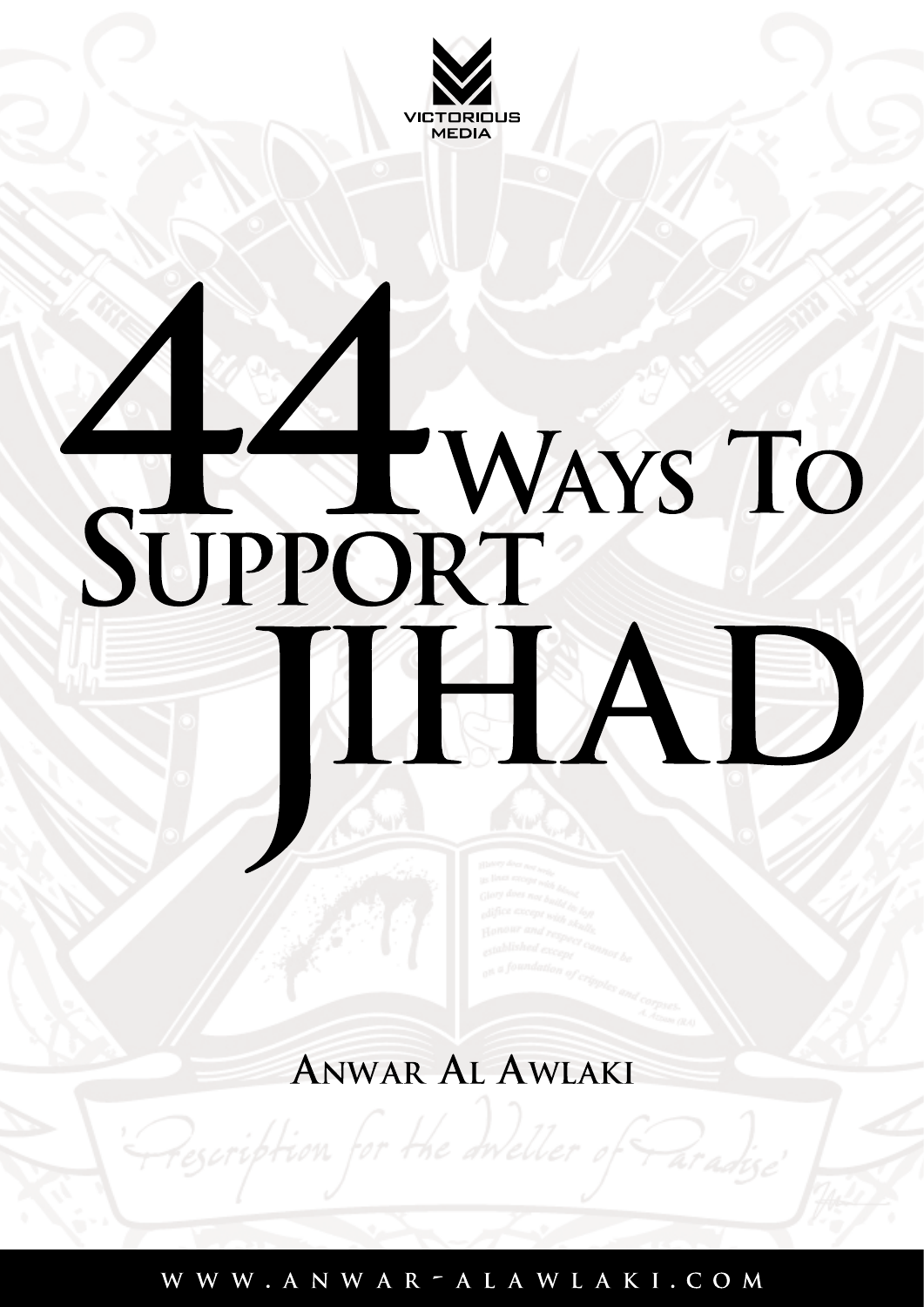VICTORIOUS MEDIA

# 44 Ways To Support JIHAD

Anwar Al Awlaki

WWW.ANWAR-ALAWLAKI.COM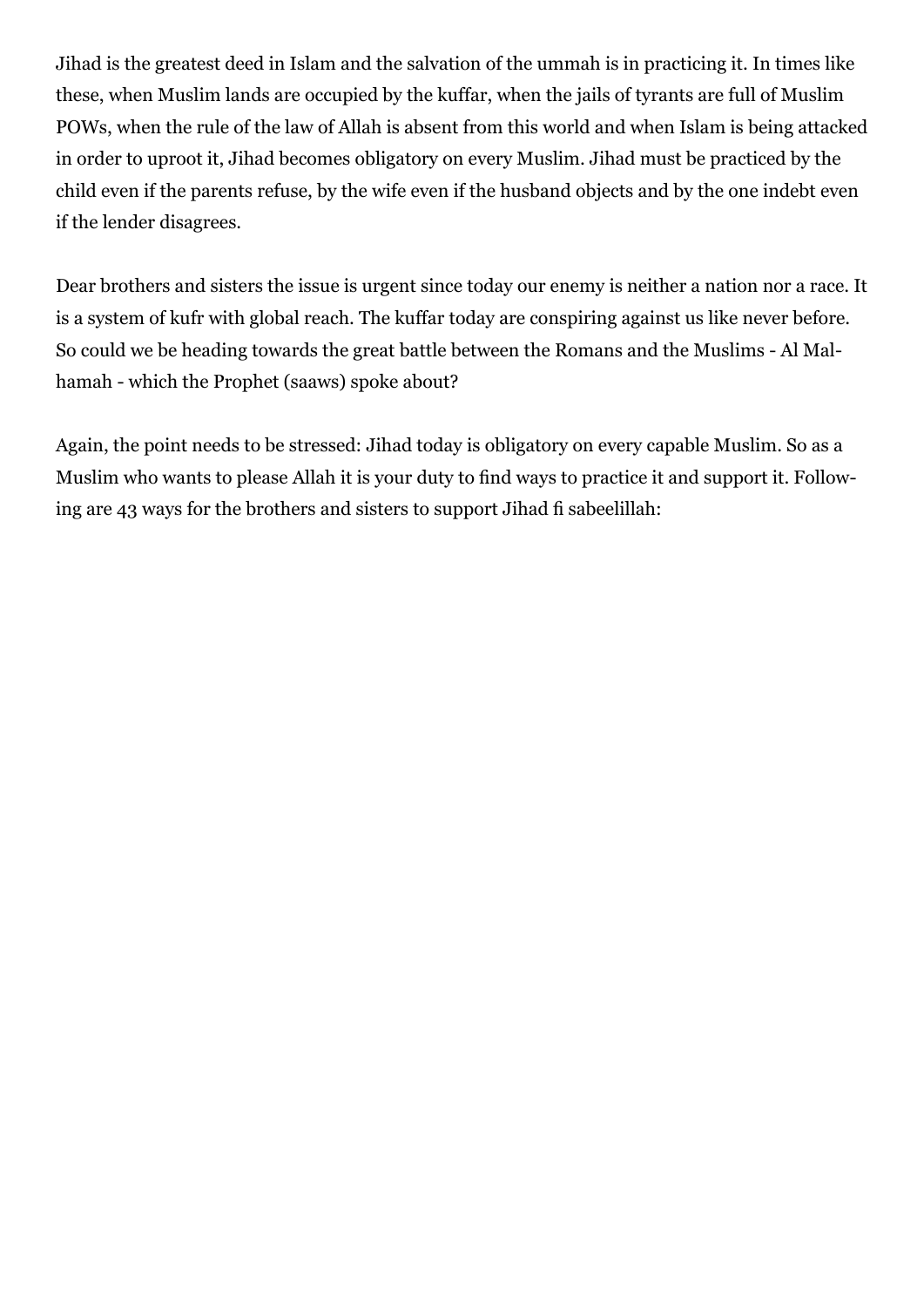Jihad is the greatest deed in Islam and the salvation of the ummah is in practicing it. In times like these, when Muslim lands are occupied by the kuffar, when the jails of tyrants are full of Muslim POWs, when the rule of the law of Allah is absent from this world and when Islam is being attacked in order to uproot it, Jihad becomes obligatory on every Muslim. Jihad must be practiced by the child even if the parents refuse, by the wife even if the husband objects and by the one indebt even if the lender disagrees.

Dear brothers and sisters the issue is urgent since today our enemy is neither a nation nor a race. It is a system of kufr with global reach. The kuffar today are conspiring against us like never before. So could we be heading towards the great battle between the Romans and the Muslims - Al Malhamah - which the Prophet (saaws) spoke about?

Again, the point needs to be stressed: Jihad today is obligatory on every capable Muslim. So as a Muslim who wants to please Allah it is your duty to find ways to practice it and support it. Following are 43 ways for the brothers and sisters to support Jihad fi sabeelillah: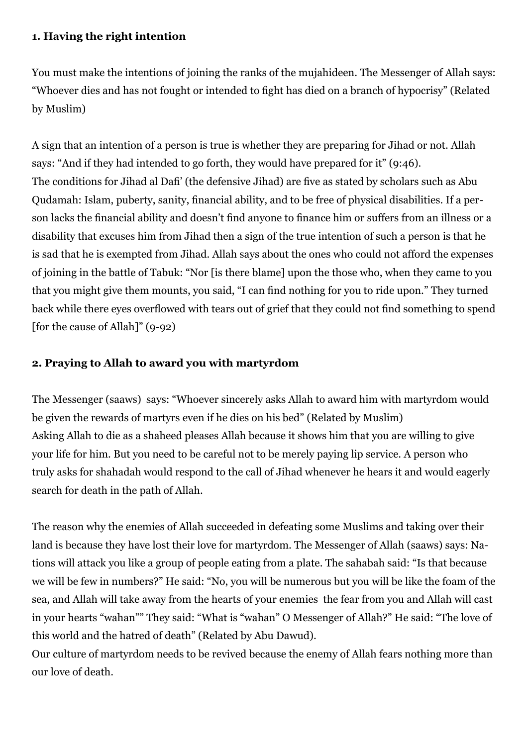**1. Having the right intention**

You must make the intentions of joining the ranks of the mujahideen. The Messenger of Allah says: "Whoever dies and has not fought or intended to fight has died on a branch of hypocrisy" (Related by Muslim)

A sign that an intention of a person is true is whether they are preparing for Jihad or not. Allah says: "And if they had intended to go forth, they would have prepared for it" (9:46).
The conditions for Jihad al Dafi' (the defensive Jihad) are five as stated by scholars such as Abu Qudamah: Islam, puberty, sanity, financial ability, and to be free of physical disabilities. If a person lacks the financial ability and doesn't find anyone to finance him or suffers from an illness or a disability that excuses him from Jihad then a sign of the true intention of such a person is that he is sad that he is exempted from Jihad. Allah says about the ones who could not afford the expenses of joining in the battle of Tabuk: "Nor [is there blame] upon the those who, when they came to you that you might give them mounts, you said, "I can find nothing for you to ride upon." They turned back while there eyes overflowed with tears out of grief that they could not find something to spend [for the cause of Allah]" (9-92)

**2. Praying to Allah to award you with martyrdom**

The Messenger (saaws) says: "Whoever sincerely asks Allah to award him with martyrdom would be given the rewards of martyrs even if he dies on his bed" (Related by Muslim)
Asking Allah to die as a shaheed pleases Allah because it shows him that you are willing to give your life for him. But you need to be careful not to be merely paying lip service. A person who truly asks for shahadah would respond to the call of Jihad whenever he hears it and would eagerly search for death in the path of Allah.

The reason why the enemies of Allah succeeded in defeating some Muslims and taking over their land is because they have lost their love for martyrdom. The Messenger of Allah (saaws) says: Nations will attack you like a group of people eating from a plate. The sahabah said: "Is that because we will be few in numbers?" He said: "No, you will be numerous but you will be like the foam of the sea, and Allah will take away from the hearts of your enemies the fear from you and Allah will cast in your hearts "wahan"" They said: "What is "wahan" O Messenger of Allah?" He said: "The love of this world and the hatred of death" (Related by Abu Dawud).
Our culture of martyrdom needs to be revived because the enemy of Allah fears nothing more than our love of death.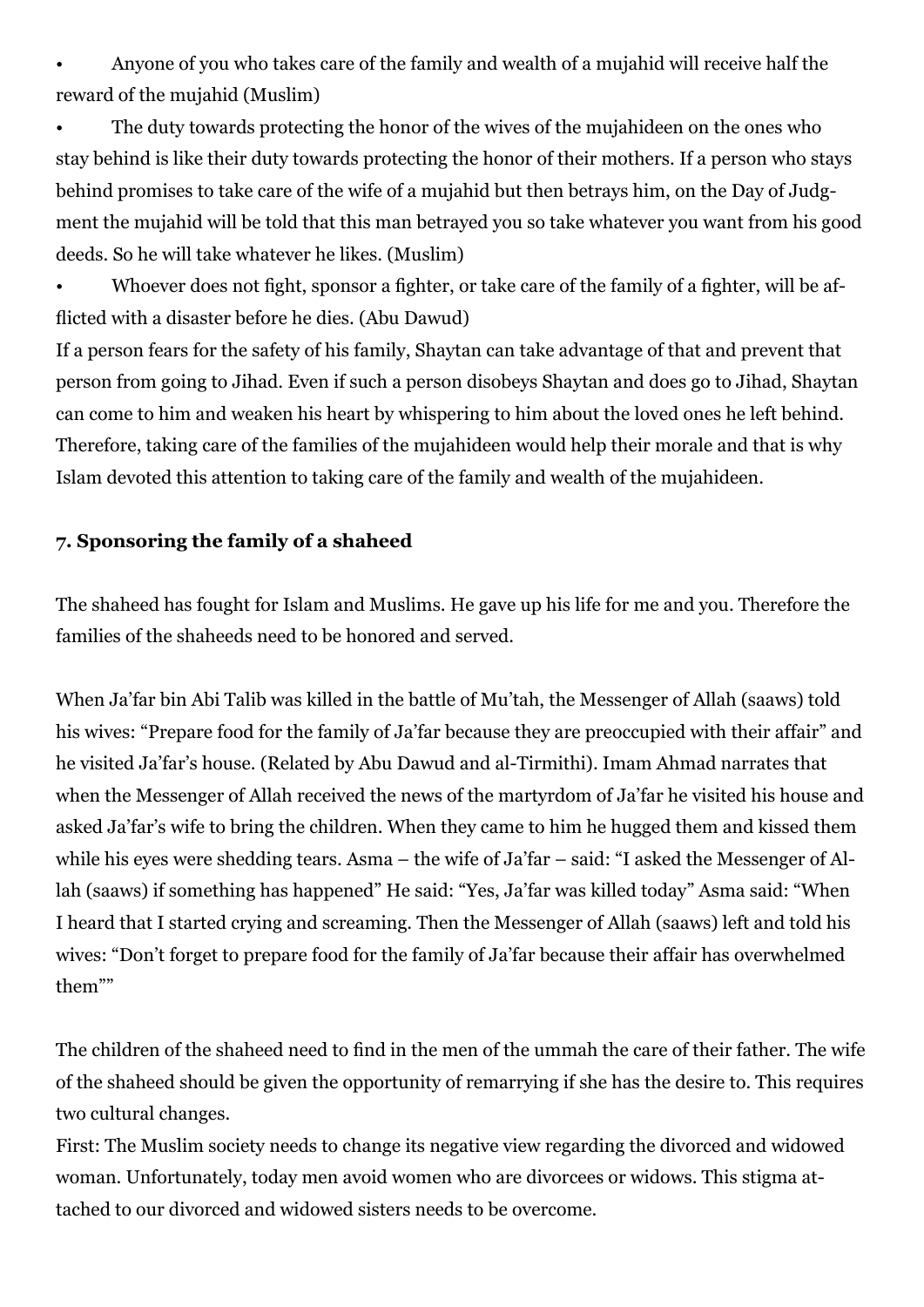- Anyone of you who takes care of the family and wealth of a mujahid will receive half the reward of the mujahid (Muslim)
- The duty towards protecting the honor of the wives of the mujahideen on the ones who stay behind is like their duty towards protecting the honor of their mothers. If a person who stays behind promises to take care of the wife of a mujahid but then betrays him, on the Day of Judgment the mujahid will be told that this man betrayed you so take whatever you want from his good deeds. So he will take whatever he likes. (Muslim)
- Whoever does not fight, sponsor a fighter, or take care of the family of a fighter, will be afflicted with a disaster before he dies. (Abu Dawud)

If a person fears for the safety of his family, Shaytan can take advantage of that and prevent that person from going to Jihad. Even if such a person disobeys Shaytan and does go to Jihad, Shaytan can come to him and weaken his heart by whispering to him about the loved ones he left behind. Therefore, taking care of the families of the mujahideen would help their morale and that is why Islam devoted this attention to taking care of the family and wealth of the mujahideen.

**7. Sponsoring the family of a shaheed**

The shaheed has fought for Islam and Muslims. He gave up his life for me and you. Therefore the families of the shaheeds need to be honored and served.

When Ja'far bin Abi Talib was killed in the battle of Mu'tah, the Messenger of Allah (saaws) told his wives: "Prepare food for the family of Ja'far because they are preoccupied with their affair" and he visited Ja'far's house. (Related by Abu Dawud and al-Tirmithi). Imam Ahmad narrates that when the Messenger of Allah received the news of the martyrdom of Ja'far he visited his house and asked Ja'far's wife to bring the children. When they came to him he hugged them and kissed them while his eyes were shedding tears. Asma – the wife of Ja'far – said: "I asked the Messenger of Allah (saaws) if something has happened" He said: "Yes, Ja'far was killed today" Asma said: "When I heard that I started crying and screaming. Then the Messenger of Allah (saaws) left and told his wives: "Don't forget to prepare food for the family of Ja'far because their affair has overwhelmed them""

The children of the shaheed need to find in the men of the ummah the care of their father. The wife of the shaheed should be given the opportunity of remarrying if she has the desire to. This requires two cultural changes.

First: The Muslim society needs to change its negative view regarding the divorced and widowed woman. Unfortunately, today men avoid women who are divorcees or widows. This stigma attached to our divorced and widowed sisters needs to be overcome.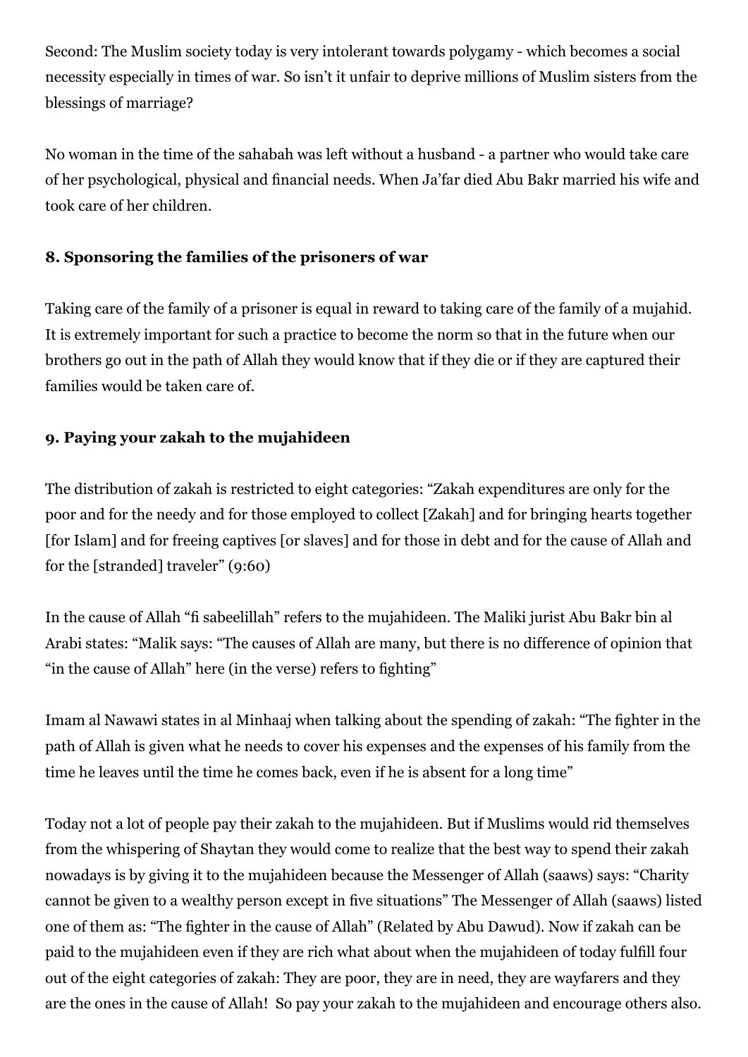Second: The Muslim society today is very intolerant towards polygamy - which becomes a social necessity especially in times of war. So isn't it unfair to deprive millions of Muslim sisters from the blessings of marriage?

No woman in the time of the sahabah was left without a husband - a partner who would take care of her psychological, physical and financial needs. When Ja'far died Abu Bakr married his wife and took care of her children.

### 8. Sponsoring the families of the prisoners of war

Taking care of the family of a prisoner is equal in reward to taking care of the family of a mujahid. It is extremely important for such a practice to become the norm so that in the future when our brothers go out in the path of Allah they would know that if they die or if they are captured their families would be taken care of.

### 9. Paying your zakah to the mujahideen

The distribution of zakah is restricted to eight categories: "Zakah expenditures are only for the poor and for the needy and for those employed to collect [Zakah] and for bringing hearts together [for Islam] and for freeing captives [or slaves] and for those in debt and for the cause of Allah and for the [stranded] traveler" (9:60)

In the cause of Allah "fi sabeelillah" refers to the mujahideen. The Maliki jurist Abu Bakr bin al Arabi states: "Malik says: "The causes of Allah are many, but there is no difference of opinion that "in the cause of Allah" here (in the verse) refers to fighting"

Imam al Nawawi states in al Minhaaj when talking about the spending of zakah: "The fighter in the path of Allah is given what he needs to cover his expenses and the expenses of his family from the time he leaves until the time he comes back, even if he is absent for a long time"

Today not a lot of people pay their zakah to the mujahideen. But if Muslims would rid themselves from the whispering of Shaytan they would come to realize that the best way to spend their zakah nowadays is by giving it to the mujahideen because the Messenger of Allah (saaws) says: "Charity cannot be given to a wealthy person except in five situations" The Messenger of Allah (saaws) listed one of them as: "The fighter in the cause of Allah" (Related by Abu Dawud). Now if zakah can be paid to the mujahideen even if they are rich what about when the mujahideen of today fulfill four out of the eight categories of zakah: They are poor, they are in need, they are wayfarers and they are the ones in the cause of Allah! So pay your zakah to the mujahideen and encourage others also.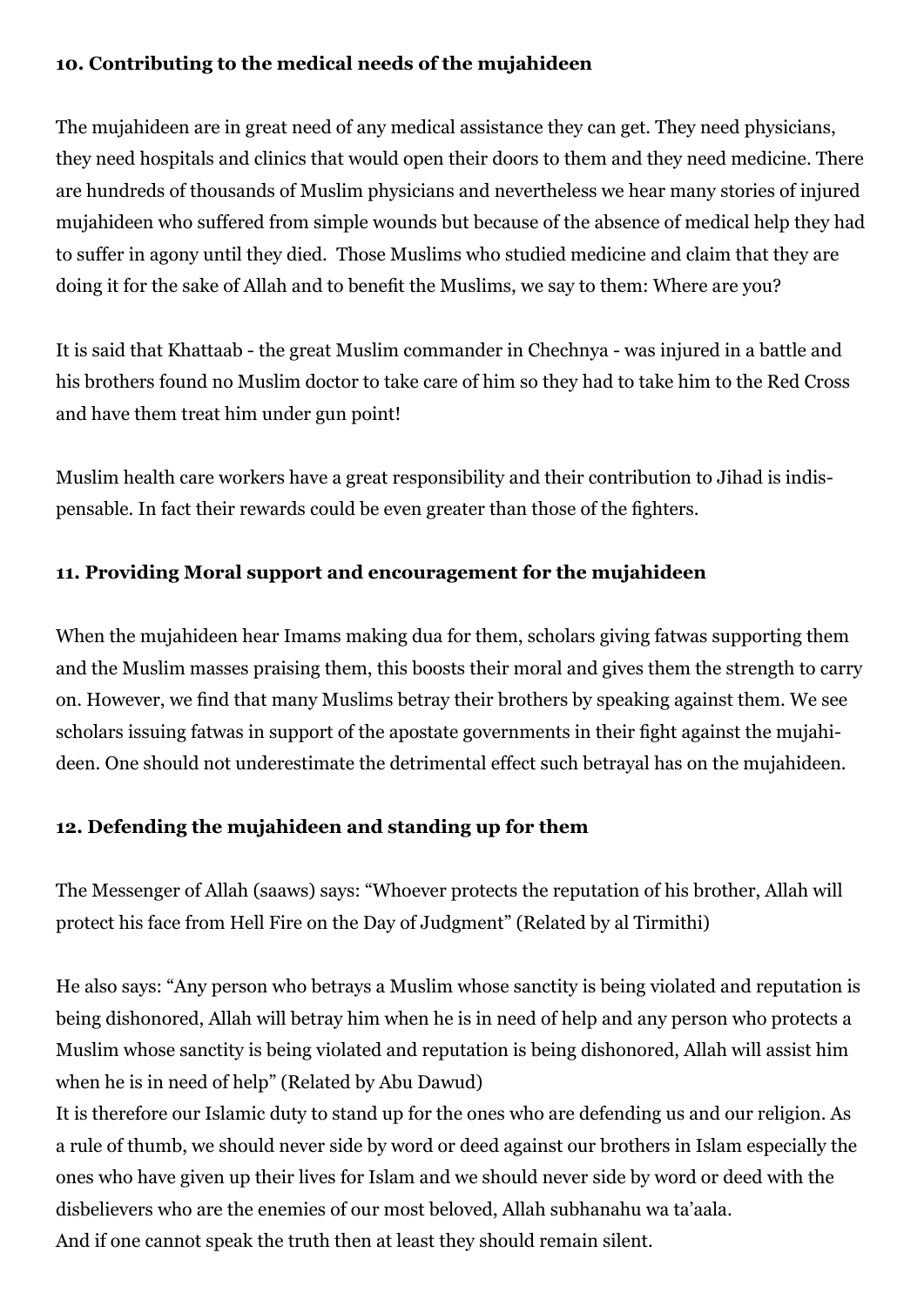### 10. Contributing to the medical needs of the mujahideen

The mujahideen are in great need of any medical assistance they can get. They need physicians, they need hospitals and clinics that would open their doors to them and they need medicine. There are hundreds of thousands of Muslim physicians and nevertheless we hear many stories of injured mujahideen who suffered from simple wounds but because of the absence of medical help they had to suffer in agony until they died. Those Muslims who studied medicine and claim that they are doing it for the sake of Allah and to benefit the Muslims, we say to them: Where are you?

It is said that Khattaab - the great Muslim commander in Chechnya - was injured in a battle and his brothers found no Muslim doctor to take care of him so they had to take him to the Red Cross and have them treat him under gun point!

Muslim health care workers have a great responsibility and their contribution to Jihad is indispensable. In fact their rewards could be even greater than those of the fighters.

### 11. Providing Moral support and encouragement for the mujahideen

When the mujahideen hear Imams making dua for them, scholars giving fatwas supporting them and the Muslim masses praising them, this boosts their moral and gives them the strength to carry on. However, we find that many Muslims betray their brothers by speaking against them. We see scholars issuing fatwas in support of the apostate governments in their fight against the mujahideen. One should not underestimate the detrimental effect such betrayal has on the mujahideen.

### 12. Defending the mujahideen and standing up for them

The Messenger of Allah (saaws) says: "Whoever protects the reputation of his brother, Allah will protect his face from Hell Fire on the Day of Judgment" (Related by al Tirmithi)

He also says: "Any person who betrays a Muslim whose sanctity is being violated and reputation is being dishonored, Allah will betray him when he is in need of help and any person who protects a Muslim whose sanctity is being violated and reputation is being dishonored, Allah will assist him when he is in need of help" (Related by Abu Dawud)

It is therefore our Islamic duty to stand up for the ones who are defending us and our religion. As a rule of thumb, we should never side by word or deed against our brothers in Islam especially the ones who have given up their lives for Islam and we should never side by word or deed with the disbelievers who are the enemies of our most beloved, Allah subhanahu wa ta'aala.

And if one cannot speak the truth then at least they should remain silent.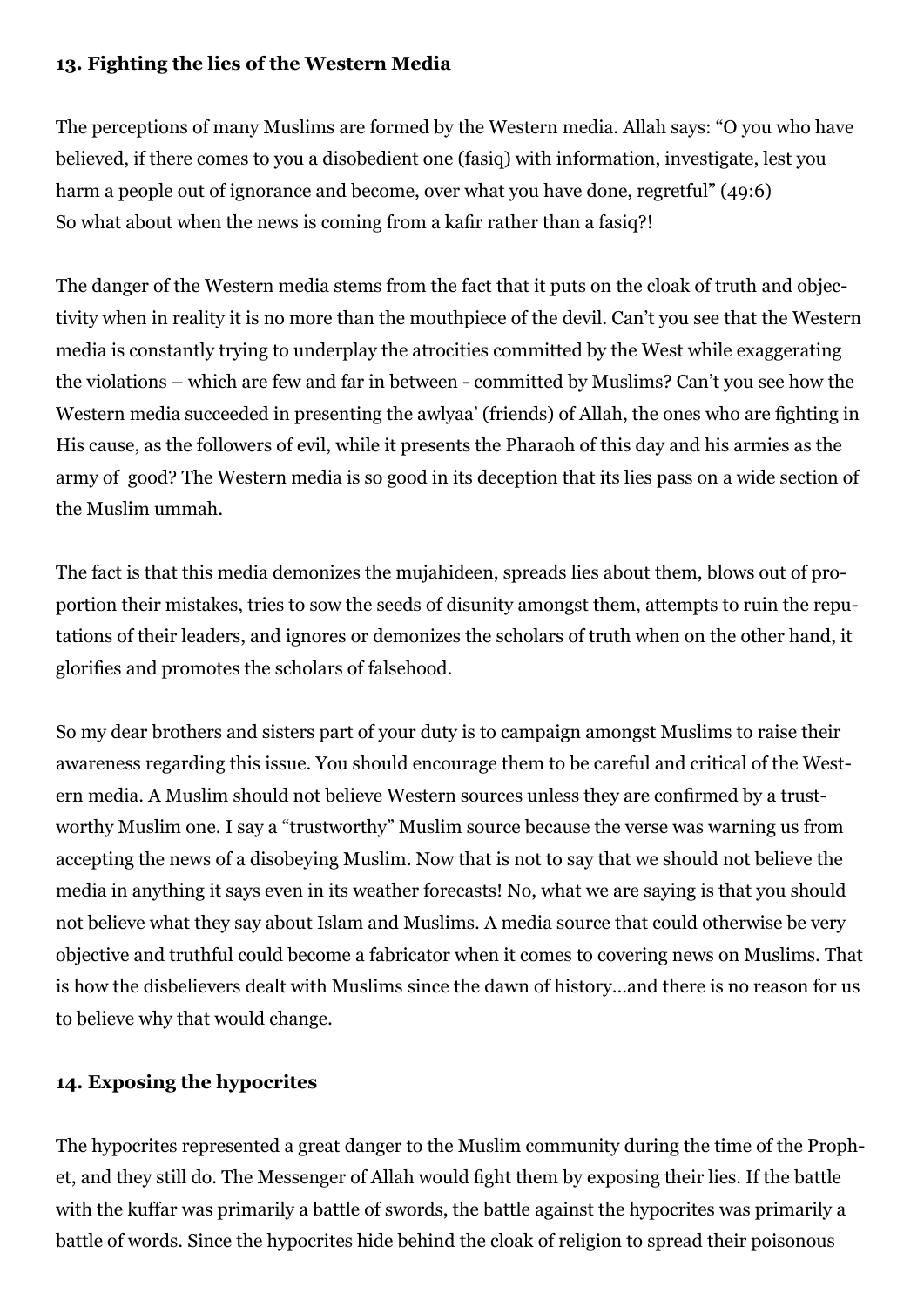### 13. Fighting the lies of the Western Media

The perceptions of many Muslims are formed by the Western media. Allah says: "O you who have believed, if there comes to you a disobedient one (fasiq) with information, investigate, lest you harm a people out of ignorance and become, over what you have done, regretful" (49:6)
So what about when the news is coming from a kafir rather than a fasiq?!

The danger of the Western media stems from the fact that it puts on the cloak of truth and objectivity when in reality it is no more than the mouthpiece of the devil. Can't you see that the Western media is constantly trying to underplay the atrocities committed by the West while exaggerating the violations – which are few and far in between - committed by Muslims? Can't you see how the Western media succeeded in presenting the awlyaa' (friends) of Allah, the ones who are fighting in His cause, as the followers of evil, while it presents the Pharaoh of this day and his armies as the army of good? The Western media is so good in its deception that its lies pass on a wide section of the Muslim ummah.

The fact is that this media demonizes the mujahideen, spreads lies about them, blows out of proportion their mistakes, tries to sow the seeds of disunity amongst them, attempts to ruin the reputations of their leaders, and ignores or demonizes the scholars of truth when on the other hand, it glorifies and promotes the scholars of falsehood.

So my dear brothers and sisters part of your duty is to campaign amongst Muslims to raise their awareness regarding this issue. You should encourage them to be careful and critical of the Western media. A Muslim should not believe Western sources unless they are confirmed by a trustworthy Muslim one. I say a "trustworthy" Muslim source because the verse was warning us from accepting the news of a disobeying Muslim. Now that is not to say that we should not believe the media in anything it says even in its weather forecasts! No, what we are saying is that you should not believe what they say about Islam and Muslims. A media source that could otherwise be very objective and truthful could become a fabricator when it comes to covering news on Muslims. That is how the disbelievers dealt with Muslims since the dawn of history...and there is no reason for us to believe why that would change.

### 14. Exposing the hypocrites

The hypocrites represented a great danger to the Muslim community during the time of the Prophet, and they still do. The Messenger of Allah would fight them by exposing their lies. If the battle with the kuffar was primarily a battle of swords, the battle against the hypocrites was primarily a battle of words. Since the hypocrites hide behind the cloak of religion to spread their poisonous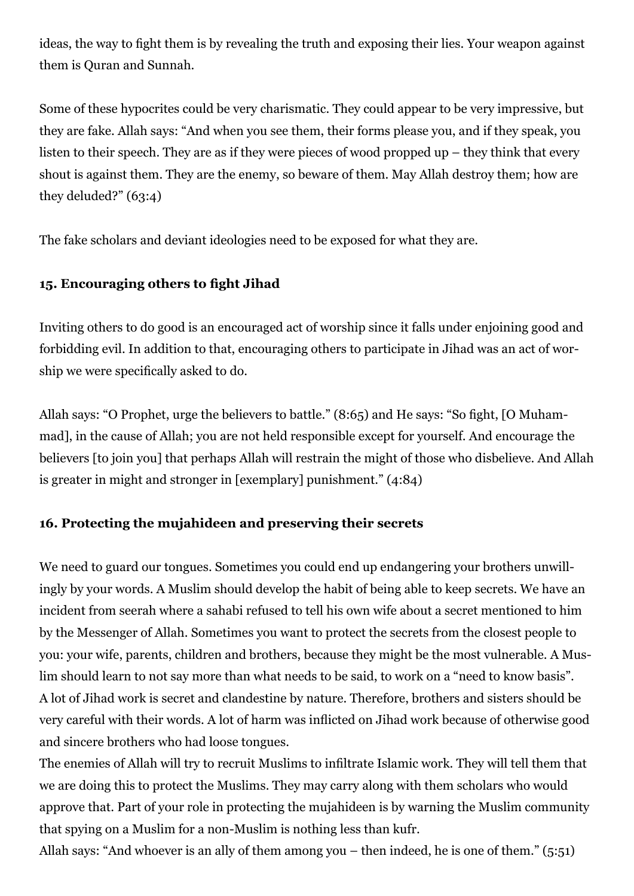ideas, the way to fight them is by revealing the truth and exposing their lies. Your weapon against them is Quran and Sunnah.

Some of these hypocrites could be very charismatic. They could appear to be very impressive, but they are fake. Allah says: "And when you see them, their forms please you, and if they speak, you listen to their speech. They are as if they were pieces of wood propped up – they think that every shout is against them. They are the enemy, so beware of them. May Allah destroy them; how are they deluded?" (63:4)

The fake scholars and deviant ideologies need to be exposed for what they are.

### 15. Encouraging others to fight Jihad

Inviting others to do good is an encouraged act of worship since it falls under enjoining good and forbidding evil. In addition to that, encouraging others to participate in Jihad was an act of worship we were specifically asked to do.

Allah says: "O Prophet, urge the believers to battle." (8:65) and He says: "So fight, [O Muhammad], in the cause of Allah; you are not held responsible except for yourself. And encourage the believers [to join you] that perhaps Allah will restrain the might of those who disbelieve. And Allah is greater in might and stronger in [exemplary] punishment." (4:84)

### 16. Protecting the mujahideen and preserving their secrets

We need to guard our tongues. Sometimes you could end up endangering your brothers unwillingly by your words. A Muslim should develop the habit of being able to keep secrets. We have an incident from seerah where a sahabi refused to tell his own wife about a secret mentioned to him by the Messenger of Allah. Sometimes you want to protect the secrets from the closest people to you: your wife, parents, children and brothers, because they might be the most vulnerable. A Muslim should learn to not say more than what needs to be said, to work on a "need to know basis". A lot of Jihad work is secret and clandestine by nature. Therefore, brothers and sisters should be very careful with their words. A lot of harm was inflicted on Jihad work because of otherwise good and sincere brothers who had loose tongues.

The enemies of Allah will try to recruit Muslims to infiltrate Islamic work. They will tell them that we are doing this to protect the Muslims. They may carry along with them scholars who would approve that. Part of your role in protecting the mujahideen is by warning the Muslim community that spying on a Muslim for a non-Muslim is nothing less than kufr.

Allah says: "And whoever is an ally of them among you – then indeed, he is one of them." (5:51)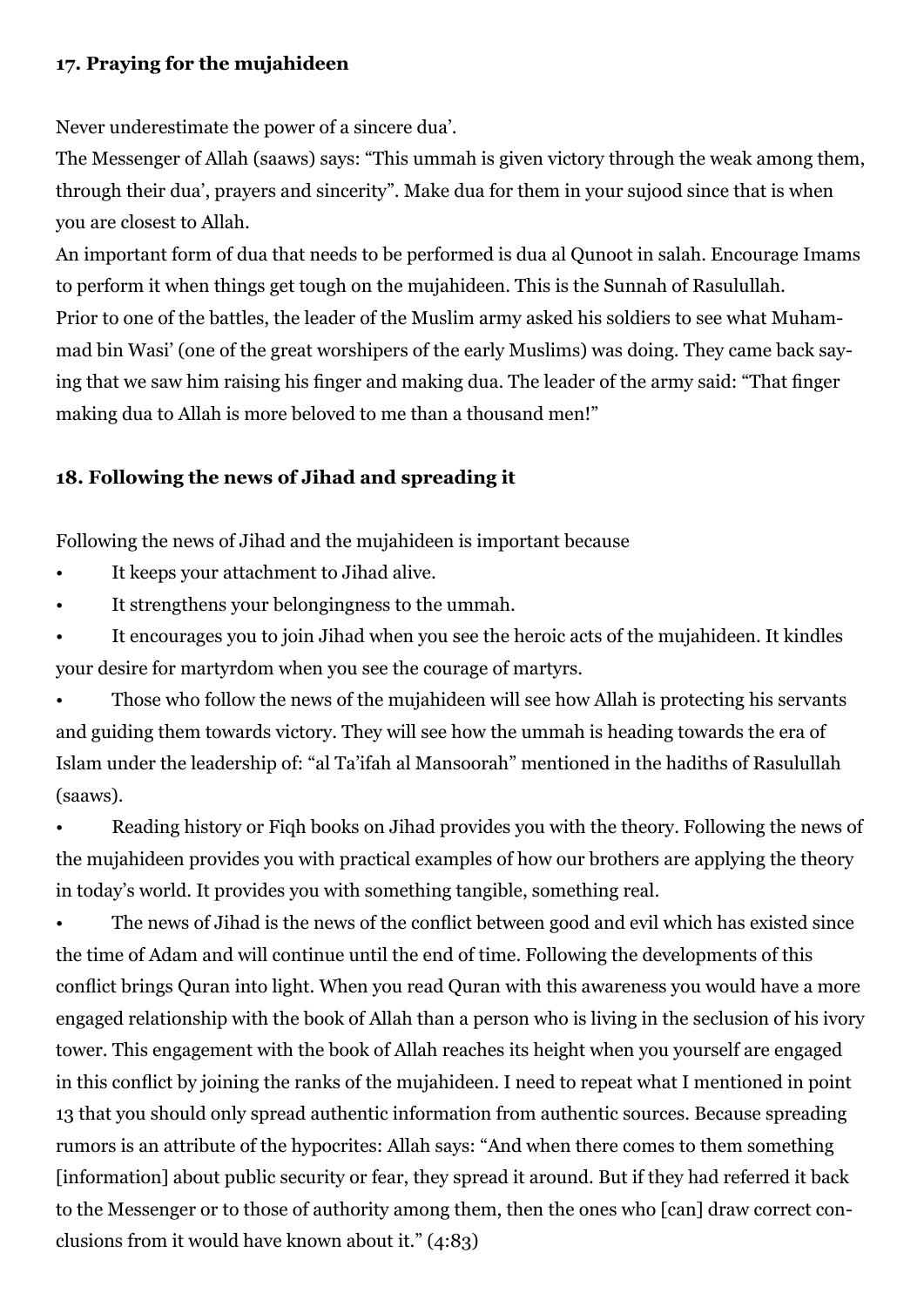### 17. Praying for the mujahideen

Never underestimate the power of a sincere dua'.

The Messenger of Allah (saaws) says: "This ummah is given victory through the weak among them, through their dua', prayers and sincerity". Make dua for them in your sujood since that is when you are closest to Allah.

An important form of dua that needs to be performed is dua al Qunoot in salah. Encourage Imams to perform it when things get tough on the mujahideen. This is the Sunnah of Rasulullah.

Prior to one of the battles, the leader of the Muslim army asked his soldiers to see what Muhammad bin Wasi' (one of the great worshipers of the early Muslims) was doing. They came back saying that we saw him raising his finger and making dua. The leader of the army said: "That finger making dua to Allah is more beloved to me than a thousand men!"

### 18. Following the news of Jihad and spreading it

Following the news of Jihad and the mujahideen is important because

- It keeps your attachment to Jihad alive.
- It strengthens your belongingness to the ummah.
- It encourages you to join Jihad when you see the heroic acts of the mujahideen. It kindles your desire for martyrdom when you see the courage of martyrs.
- Those who follow the news of the mujahideen will see how Allah is protecting his servants and guiding them towards victory. They will see how the ummah is heading towards the era of Islam under the leadership of: "al Ta'ifah al Mansoorah" mentioned in the hadiths of Rasulullah (saaws).
- Reading history or Fiqh books on Jihad provides you with the theory. Following the news of the mujahideen provides you with practical examples of how our brothers are applying the theory in today's world. It provides you with something tangible, something real.
- The news of Jihad is the news of the conflict between good and evil which has existed since the time of Adam and will continue until the end of time. Following the developments of this conflict brings Quran into light. When you read Quran with this awareness you would have a more engaged relationship with the book of Allah than a person who is living in the seclusion of his ivory tower. This engagement with the book of Allah reaches its height when you yourself are engaged in this conflict by joining the ranks of the mujahideen. I need to repeat what I mentioned in point 13 that you should only spread authentic information from authentic sources. Because spreading rumors is an attribute of the hypocrites: Allah says: "And when there comes to them something [information] about public security or fear, they spread it around. But if they had referred it back to the Messenger or to those of authority among them, then the ones who [can] draw correct conclusions from it would have known about it." (4:83)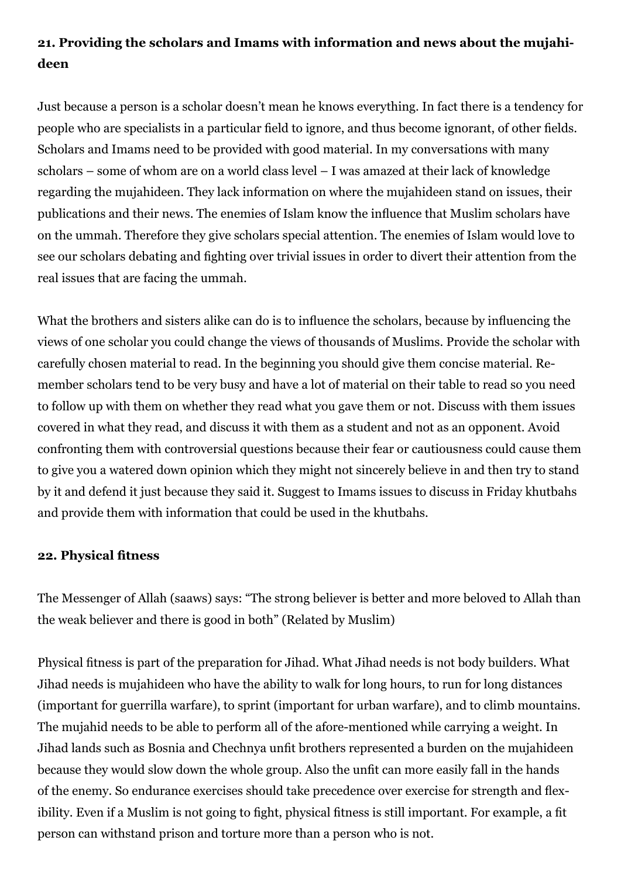**21. Providing the scholars and Imams with information and news about the mujahideen**

Just because a person is a scholar doesn't mean he knows everything. In fact there is a tendency for people who are specialists in a particular field to ignore, and thus become ignorant, of other fields. Scholars and Imams need to be provided with good material. In my conversations with many scholars – some of whom are on a world class level – I was amazed at their lack of knowledge regarding the mujahideen. They lack information on where the mujahideen stand on issues, their publications and their news. The enemies of Islam know the influence that Muslim scholars have on the ummah. Therefore they give scholars special attention. The enemies of Islam would love to see our scholars debating and fighting over trivial issues in order to divert their attention from the real issues that are facing the ummah.

What the brothers and sisters alike can do is to influence the scholars, because by influencing the views of one scholar you could change the views of thousands of Muslims. Provide the scholar with carefully chosen material to read. In the beginning you should give them concise material. Remember scholars tend to be very busy and have a lot of material on their table to read so you need to follow up with them on whether they read what you gave them or not. Discuss with them issues covered in what they read, and discuss it with them as a student and not as an opponent. Avoid confronting them with controversial questions because their fear or cautiousness could cause them to give you a watered down opinion which they might not sincerely believe in and then try to stand by it and defend it just because they said it. Suggest to Imams issues to discuss in Friday khutbahs and provide them with information that could be used in the khutbahs.

**22. Physical fitness**

The Messenger of Allah (saaws) says: "The strong believer is better and more beloved to Allah than the weak believer and there is good in both" (Related by Muslim)

Physical fitness is part of the preparation for Jihad. What Jihad needs is not body builders. What Jihad needs is mujahideen who have the ability to walk for long hours, to run for long distances (important for guerrilla warfare), to sprint (important for urban warfare), and to climb mountains. The mujahid needs to be able to perform all of the afore-mentioned while carrying a weight. In Jihad lands such as Bosnia and Chechnya unfit brothers represented a burden on the mujahideen because they would slow down the whole group. Also the unfit can more easily fall in the hands of the enemy. So endurance exercises should take precedence over exercise for strength and flexibility. Even if a Muslim is not going to fight, physical fitness is still important. For example, a fit person can withstand prison and torture more than a person who is not.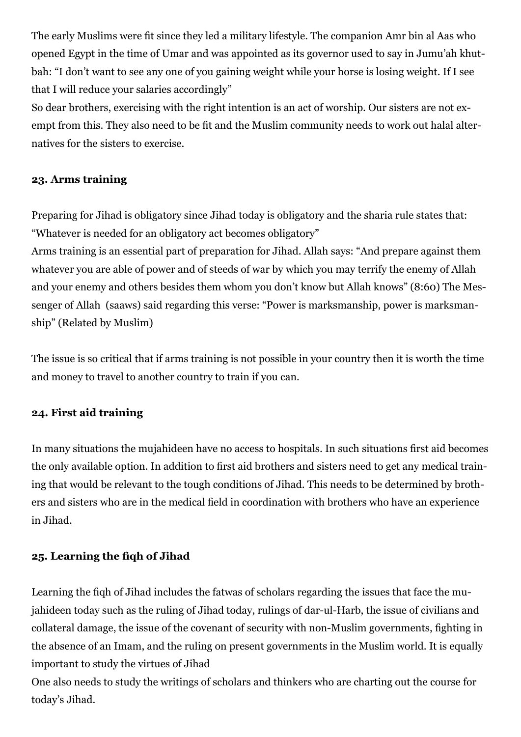The early Muslims were fit since they led a military lifestyle. The companion Amr bin al Aas who opened Egypt in the time of Umar and was appointed as its governor used to say in Jumu'ah khutbah: "I don't want to see any one of you gaining weight while your horse is losing weight. If I see that I will reduce your salaries accordingly"

So dear brothers, exercising with the right intention is an act of worship. Our sisters are not exempt from this. They also need to be fit and the Muslim community needs to work out halal alternatives for the sisters to exercise.

#### 23. Arms training

Preparing for Jihad is obligatory since Jihad today is obligatory and the sharia rule states that: "Whatever is needed for an obligatory act becomes obligatory"

Arms training is an essential part of preparation for Jihad. Allah says: "And prepare against them whatever you are able of power and of steeds of war by which you may terrify the enemy of Allah and your enemy and others besides them whom you don't know but Allah knows" (8:60) The Messenger of Allah (saaws) said regarding this verse: "Power is marksmanship, power is marksmanship" (Related by Muslim)

The issue is so critical that if arms training is not possible in your country then it is worth the time and money to travel to another country to train if you can.

#### 24. First aid training

In many situations the mujahideen have no access to hospitals. In such situations first aid becomes the only available option. In addition to first aid brothers and sisters need to get any medical training that would be relevant to the tough conditions of Jihad. This needs to be determined by brothers and sisters who are in the medical field in coordination with brothers who have an experience in Jihad.

#### 25. Learning the fiqh of Jihad

Learning the fiqh of Jihad includes the fatwas of scholars regarding the issues that face the mujahideen today such as the ruling of Jihad today, rulings of dar-ul-Harb, the issue of civilians and collateral damage, the issue of the covenant of security with non-Muslim governments, fighting in the absence of an Imam, and the ruling on present governments in the Muslim world. It is equally important to study the virtues of Jihad

One also needs to study the writings of scholars and thinkers who are charting out the course for today's Jihad.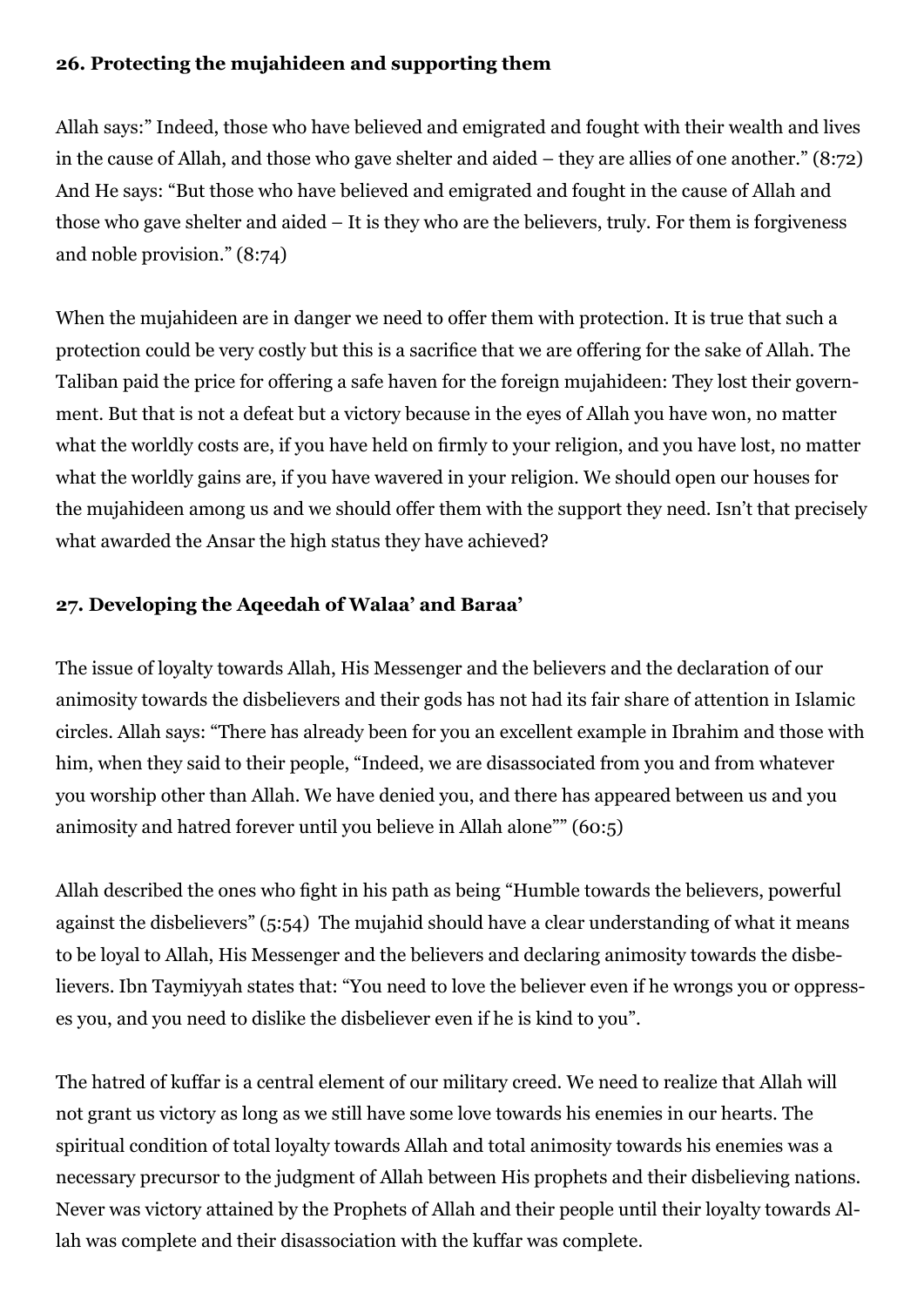**26. Protecting the mujahideen and supporting them**

Allah says:" Indeed, those who have believed and emigrated and fought with their wealth and lives in the cause of Allah, and those who gave shelter and aided – they are allies of one another." (8:72) And He says: "But those who have believed and emigrated and fought in the cause of Allah and those who gave shelter and aided – It is they who are the believers, truly. For them is forgiveness and noble provision." (8:74)

When the mujahideen are in danger we need to offer them with protection. It is true that such a protection could be very costly but this is a sacrifice that we are offering for the sake of Allah. The Taliban paid the price for offering a safe haven for the foreign mujahideen: They lost their government. But that is not a defeat but a victory because in the eyes of Allah you have won, no matter what the worldly costs are, if you have held on firmly to your religion, and you have lost, no matter what the worldly gains are, if you have wavered in your religion. We should open our houses for the mujahideen among us and we should offer them with the support they need. Isn't that precisely what awarded the Ansar the high status they have achieved?

**27. Developing the Aqeedah of Walaa' and Baraa'**

The issue of loyalty towards Allah, His Messenger and the believers and the declaration of our animosity towards the disbelievers and their gods has not had its fair share of attention in Islamic circles. Allah says: "There has already been for you an excellent example in Ibrahim and those with him, when they said to their people, "Indeed, we are disassociated from you and from whatever you worship other than Allah. We have denied you, and there has appeared between us and you animosity and hatred forever until you believe in Allah alone"" (60:5)

Allah described the ones who fight in his path as being "Humble towards the believers, powerful against the disbelievers" (5:54) The mujahid should have a clear understanding of what it means to be loyal to Allah, His Messenger and the believers and declaring animosity towards the disbelievers. Ibn Taymiyyah states that: "You need to love the believer even if he wrongs you or oppresses you, and you need to dislike the disbeliever even if he is kind to you".

The hatred of kuffar is a central element of our military creed. We need to realize that Allah will not grant us victory as long as we still have some love towards his enemies in our hearts. The spiritual condition of total loyalty towards Allah and total animosity towards his enemies was a necessary precursor to the judgment of Allah between His prophets and their disbelieving nations. Never was victory attained by the Prophets of Allah and their people until their loyalty towards Allah was complete and their disassociation with the kuffar was complete.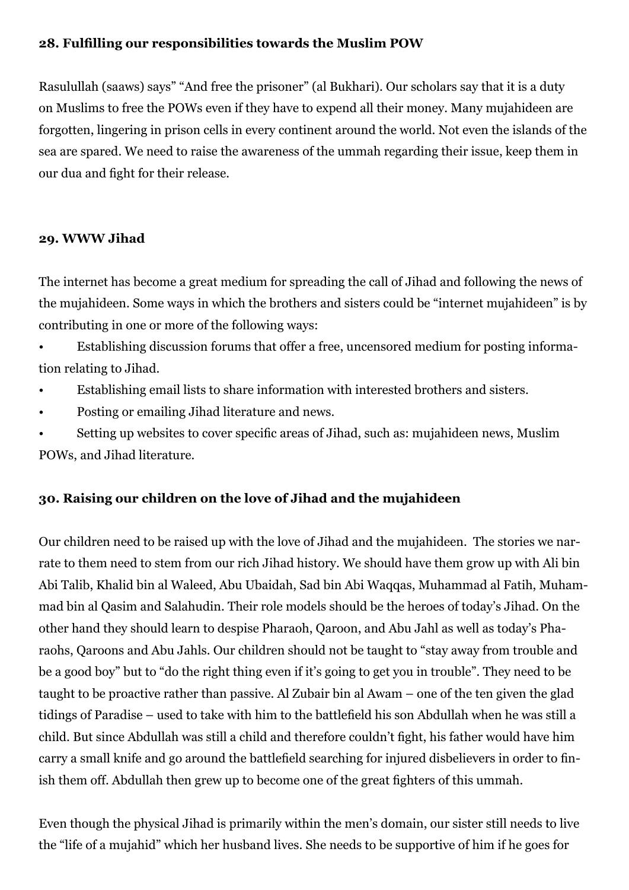**28. Fulfilling our responsibilities towards the Muslim POW**

Rasulullah (saaws) says" "And free the prisoner" (al Bukhari). Our scholars say that it is a duty on Muslims to free the POWs even if they have to expend all their money. Many mujahideen are forgotten, lingering in prison cells in every continent around the world. Not even the islands of the sea are spared. We need to raise the awareness of the ummah regarding their issue, keep them in our dua and fight for their release.

**29. WWW Jihad**

The internet has become a great medium for spreading the call of Jihad and following the news of the mujahideen. Some ways in which the brothers and sisters could be "internet mujahideen" is by contributing in one or more of the following ways:

- Establishing discussion forums that offer a free, uncensored medium for posting information relating to Jihad.
- Establishing email lists to share information with interested brothers and sisters.
- Posting or emailing Jihad literature and news.
- Setting up websites to cover specific areas of Jihad, such as: mujahideen news, Muslim POWs, and Jihad literature.

**30. Raising our children on the love of Jihad and the mujahideen**

Our children need to be raised up with the love of Jihad and the mujahideen. The stories we narrate to them need to stem from our rich Jihad history. We should have them grow up with Ali bin Abi Talib, Khalid bin al Waleed, Abu Ubaidah, Sad bin Abi Waqqas, Muhammad al Fatih, Muhammad bin al Qasim and Salahudin. Their role models should be the heroes of today's Jihad. On the other hand they should learn to despise Pharaoh, Qaroon, and Abu Jahl as well as today's Pharaohs, Qaroons and Abu Jahls. Our children should not be taught to "stay away from trouble and be a good boy" but to "do the right thing even if it's going to get you in trouble". They need to be taught to be proactive rather than passive. Al Zubair bin al Awam – one of the ten given the glad tidings of Paradise – used to take with him to the battlefield his son Abdullah when he was still a child. But since Abdullah was still a child and therefore couldn't fight, his father would have him carry a small knife and go around the battlefield searching for injured disbelievers in order to finish them off. Abdullah then grew up to become one of the great fighters of this ummah.

Even though the physical Jihad is primarily within the men's domain, our sister still needs to live the "life of a mujahid" which her husband lives. She needs to be supportive of him if he goes for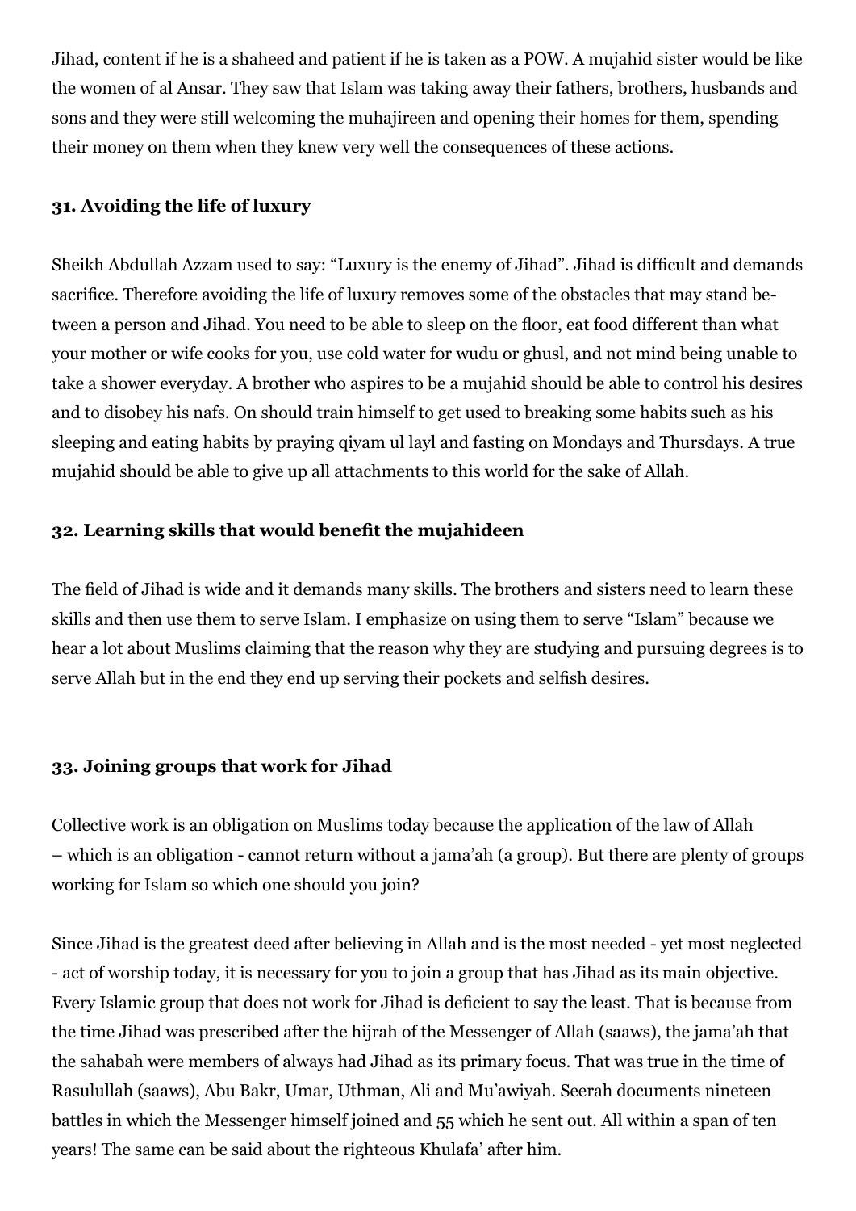Jihad, content if he is a shaheed and patient if he is taken as a POW. A mujahid sister would be like the women of al Ansar. They saw that Islam was taking away their fathers, brothers, husbands and sons and they were still welcoming the muhajireen and opening their homes for them, spending their money on them when they knew very well the consequences of these actions.

### 31. Avoiding the life of luxury

Sheikh Abdullah Azzam used to say: "Luxury is the enemy of Jihad". Jihad is difficult and demands sacrifice. Therefore avoiding the life of luxury removes some of the obstacles that may stand between a person and Jihad. You need to be able to sleep on the floor, eat food different than what your mother or wife cooks for you, use cold water for wudu or ghusl, and not mind being unable to take a shower everyday. A brother who aspires to be a mujahid should be able to control his desires and to disobey his nafs. On should train himself to get used to breaking some habits such as his sleeping and eating habits by praying qiyam ul layl and fasting on Mondays and Thursdays. A true mujahid should be able to give up all attachments to this world for the sake of Allah.

### 32. Learning skills that would benefit the mujahideen

The field of Jihad is wide and it demands many skills. The brothers and sisters need to learn these skills and then use them to serve Islam. I emphasize on using them to serve "Islam" because we hear a lot about Muslims claiming that the reason why they are studying and pursuing degrees is to serve Allah but in the end they end up serving their pockets and selfish desires.

### 33. Joining groups that work for Jihad

Collective work is an obligation on Muslims today because the application of the law of Allah – which is an obligation - cannot return without a jama'ah (a group). But there are plenty of groups working for Islam so which one should you join?

Since Jihad is the greatest deed after believing in Allah and is the most needed - yet most neglected - act of worship today, it is necessary for you to join a group that has Jihad as its main objective. Every Islamic group that does not work for Jihad is deficient to say the least. That is because from the time Jihad was prescribed after the hijrah of the Messenger of Allah (saaws), the jama'ah that the sahabah were members of always had Jihad as its primary focus. That was true in the time of Rasulullah (saaws), Abu Bakr, Umar, Uthman, Ali and Mu'awiyah. Seerah documents nineteen battles in which the Messenger himself joined and 55 which he sent out. All within a span of ten years! The same can be said about the righteous Khulafa' after him.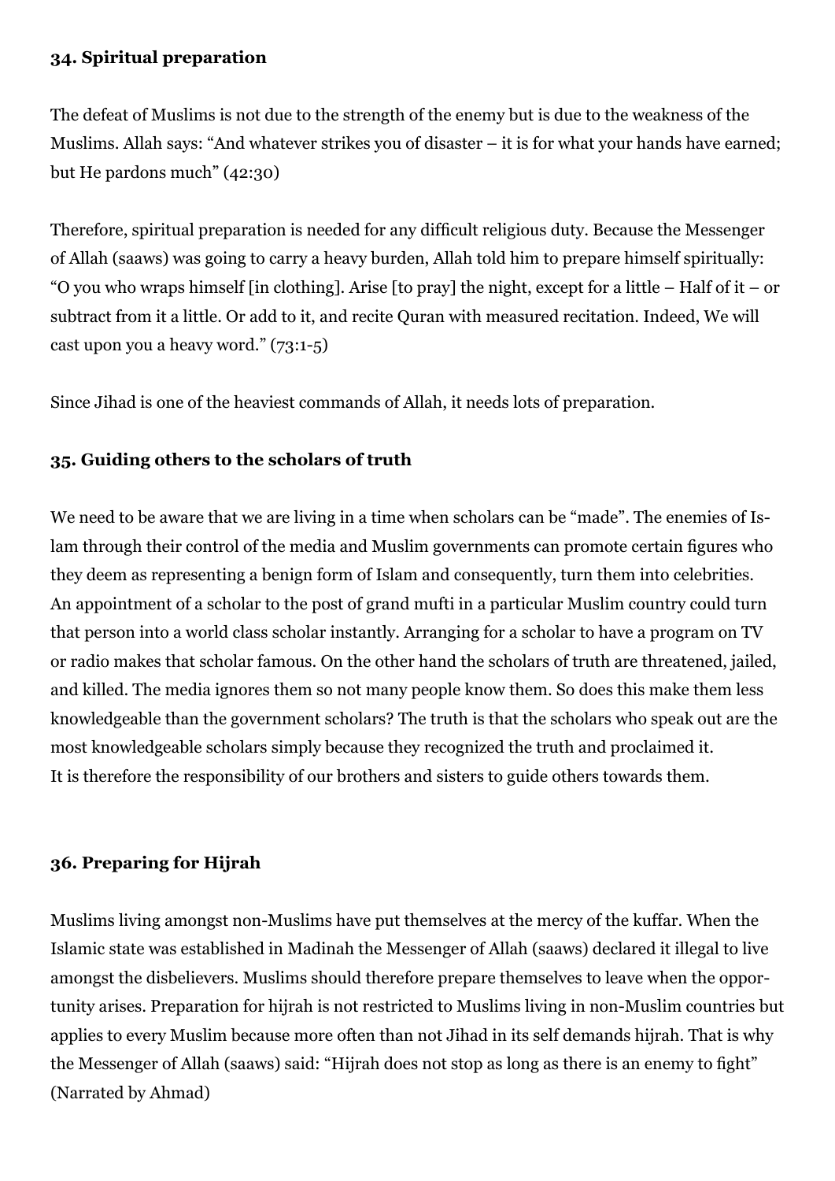### 34. Spiritual preparation

The defeat of Muslims is not due to the strength of the enemy but is due to the weakness of the Muslims. Allah says: "And whatever strikes you of disaster – it is for what your hands have earned; but He pardons much" (42:30)

Therefore, spiritual preparation is needed for any difficult religious duty. Because the Messenger of Allah (saaws) was going to carry a heavy burden, Allah told him to prepare himself spiritually: "O you who wraps himself [in clothing]. Arise [to pray] the night, except for a little – Half of it – or subtract from it a little. Or add to it, and recite Quran with measured recitation. Indeed, We will cast upon you a heavy word." (73:1-5)

Since Jihad is one of the heaviest commands of Allah, it needs lots of preparation.

### 35. Guiding others to the scholars of truth

We need to be aware that we are living in a time when scholars can be "made". The enemies of Islam through their control of the media and Muslim governments can promote certain figures who they deem as representing a benign form of Islam and consequently, turn them into celebrities. An appointment of a scholar to the post of grand mufti in a particular Muslim country could turn that person into a world class scholar instantly. Arranging for a scholar to have a program on TV or radio makes that scholar famous. On the other hand the scholars of truth are threatened, jailed, and killed. The media ignores them so not many people know them. So does this make them less knowledgeable than the government scholars? The truth is that the scholars who speak out are the most knowledgeable scholars simply because they recognized the truth and proclaimed it.
It is therefore the responsibility of our brothers and sisters to guide others towards them.

### 36. Preparing for Hijrah

Muslims living amongst non-Muslims have put themselves at the mercy of the kuffar. When the Islamic state was established in Madinah the Messenger of Allah (saaws) declared it illegal to live amongst the disbelievers. Muslims should therefore prepare themselves to leave when the opportunity arises. Preparation for hijrah is not restricted to Muslims living in non-Muslim countries but applies to every Muslim because more often than not Jihad in its self demands hijrah. That is why the Messenger of Allah (saaws) said: "Hijrah does not stop as long as there is an enemy to fight" (Narrated by Ahmad)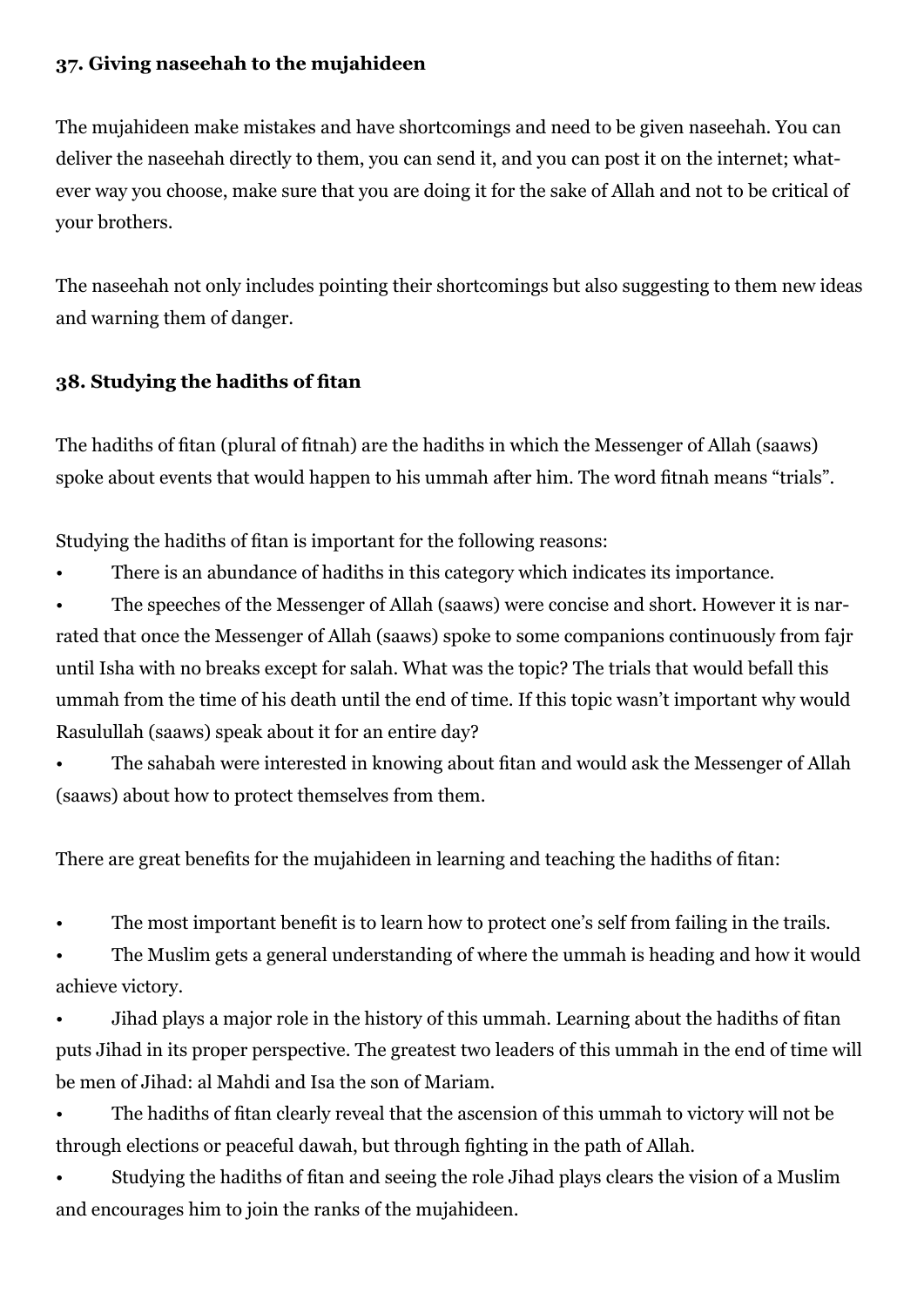### 37. Giving naseehah to the mujahideen

The mujahideen make mistakes and have shortcomings and need to be given naseehah. You can deliver the naseehah directly to them, you can send it, and you can post it on the internet; whatever way you choose, make sure that you are doing it for the sake of Allah and not to be critical of your brothers.

The naseehah not only includes pointing their shortcomings but also suggesting to them new ideas and warning them of danger.

### 38. Studying the hadiths of fitan

The hadiths of fitan (plural of fitnah) are the hadiths in which the Messenger of Allah (saaws) spoke about events that would happen to his ummah after him. The word fitnah means "trials".

Studying the hadiths of fitan is important for the following reasons:

- There is an abundance of hadiths in this category which indicates its importance.
- The speeches of the Messenger of Allah (saaws) were concise and short. However it is narrated that once the Messenger of Allah (saaws) spoke to some companions continuously from fajr until Isha with no breaks except for salah. What was the topic? The trials that would befall this ummah from the time of his death until the end of time. If this topic wasn't important why would Rasulullah (saaws) speak about it for an entire day?
- The sahabah were interested in knowing about fitan and would ask the Messenger of Allah (saaws) about how to protect themselves from them.

There are great benefits for the mujahideen in learning and teaching the hadiths of fitan:

- The most important benefit is to learn how to protect one's self from failing in the trails.
- The Muslim gets a general understanding of where the ummah is heading and how it would achieve victory.
- Jihad plays a major role in the history of this ummah. Learning about the hadiths of fitan puts Jihad in its proper perspective. The greatest two leaders of this ummah in the end of time will be men of Jihad: al Mahdi and Isa the son of Mariam.
- The hadiths of fitan clearly reveal that the ascension of this ummah to victory will not be through elections or peaceful dawah, but through fighting in the path of Allah.
- Studying the hadiths of fitan and seeing the role Jihad plays clears the vision of a Muslim and encourages him to join the ranks of the mujahideen.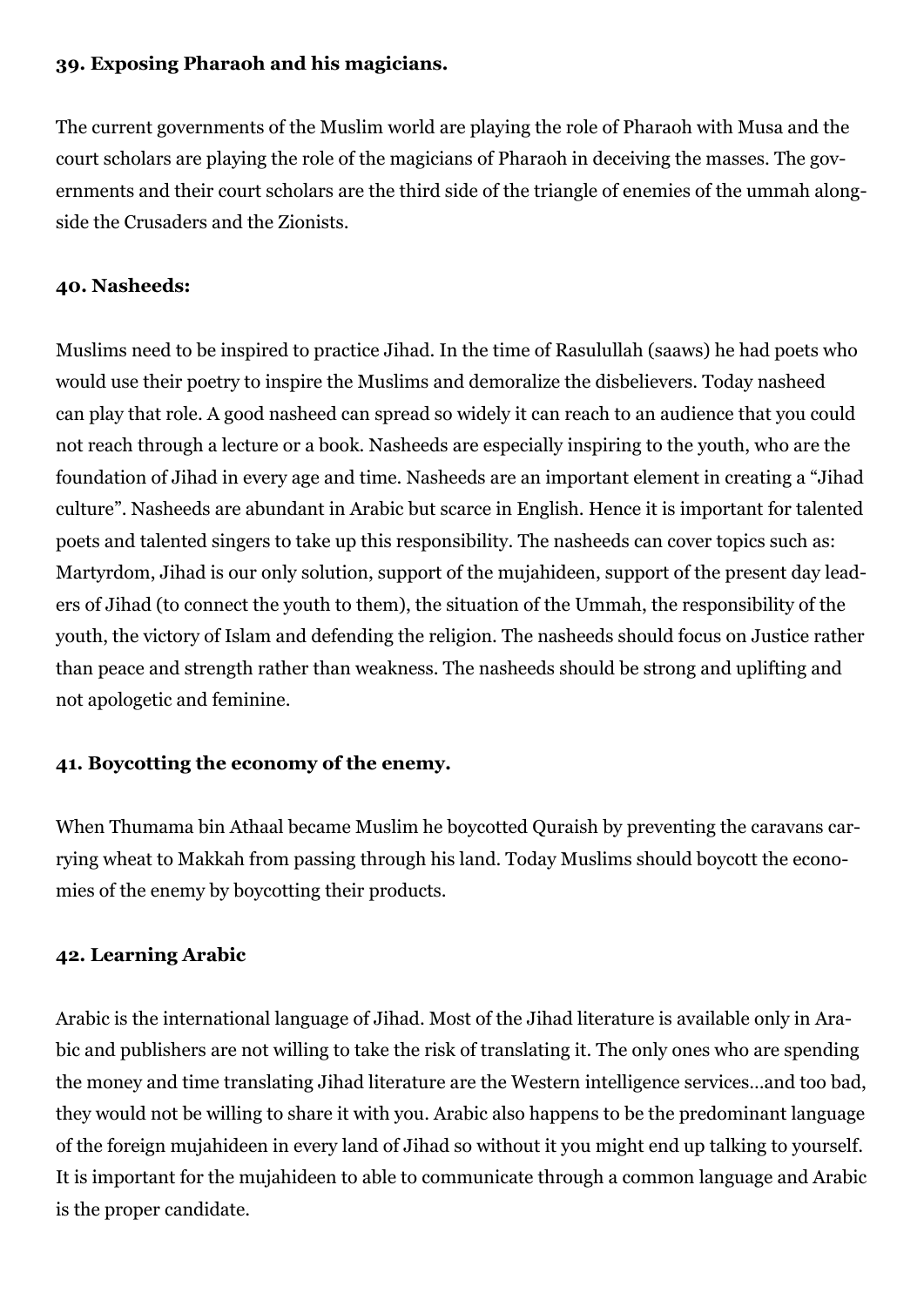### 39. Exposing Pharaoh and his magicians.

The current governments of the Muslim world are playing the role of Pharaoh with Musa and the court scholars are playing the role of the magicians of Pharaoh in deceiving the masses. The governments and their court scholars are the third side of the triangle of enemies of the ummah alongside the Crusaders and the Zionists.

### 40. Nasheeds:

Muslims need to be inspired to practice Jihad. In the time of Rasulullah (saaws) he had poets who would use their poetry to inspire the Muslims and demoralize the disbelievers. Today nasheed can play that role. A good nasheed can spread so widely it can reach to an audience that you could not reach through a lecture or a book. Nasheeds are especially inspiring to the youth, who are the foundation of Jihad in every age and time. Nasheeds are an important element in creating a "Jihad culture". Nasheeds are abundant in Arabic but scarce in English. Hence it is important for talented poets and talented singers to take up this responsibility. The nasheeds can cover topics such as: Martyrdom, Jihad is our only solution, support of the mujahideen, support of the present day leaders of Jihad (to connect the youth to them), the situation of the Ummah, the responsibility of the youth, the victory of Islam and defending the religion. The nasheeds should focus on Justice rather than peace and strength rather than weakness. The nasheeds should be strong and uplifting and not apologetic and feminine.

### 41. Boycotting the economy of the enemy.

When Thumama bin Athaal became Muslim he boycotted Quraish by preventing the caravans carrying wheat to Makkah from passing through his land. Today Muslims should boycott the economies of the enemy by boycotting their products.

### 42. Learning Arabic

Arabic is the international language of Jihad. Most of the Jihad literature is available only in Arabic and publishers are not willing to take the risk of translating it. The only ones who are spending the money and time translating Jihad literature are the Western intelligence services…and too bad, they would not be willing to share it with you. Arabic also happens to be the predominant language of the foreign mujahideen in every land of Jihad so without it you might end up talking to yourself. It is important for the mujahideen to able to communicate through a common language and Arabic is the proper candidate.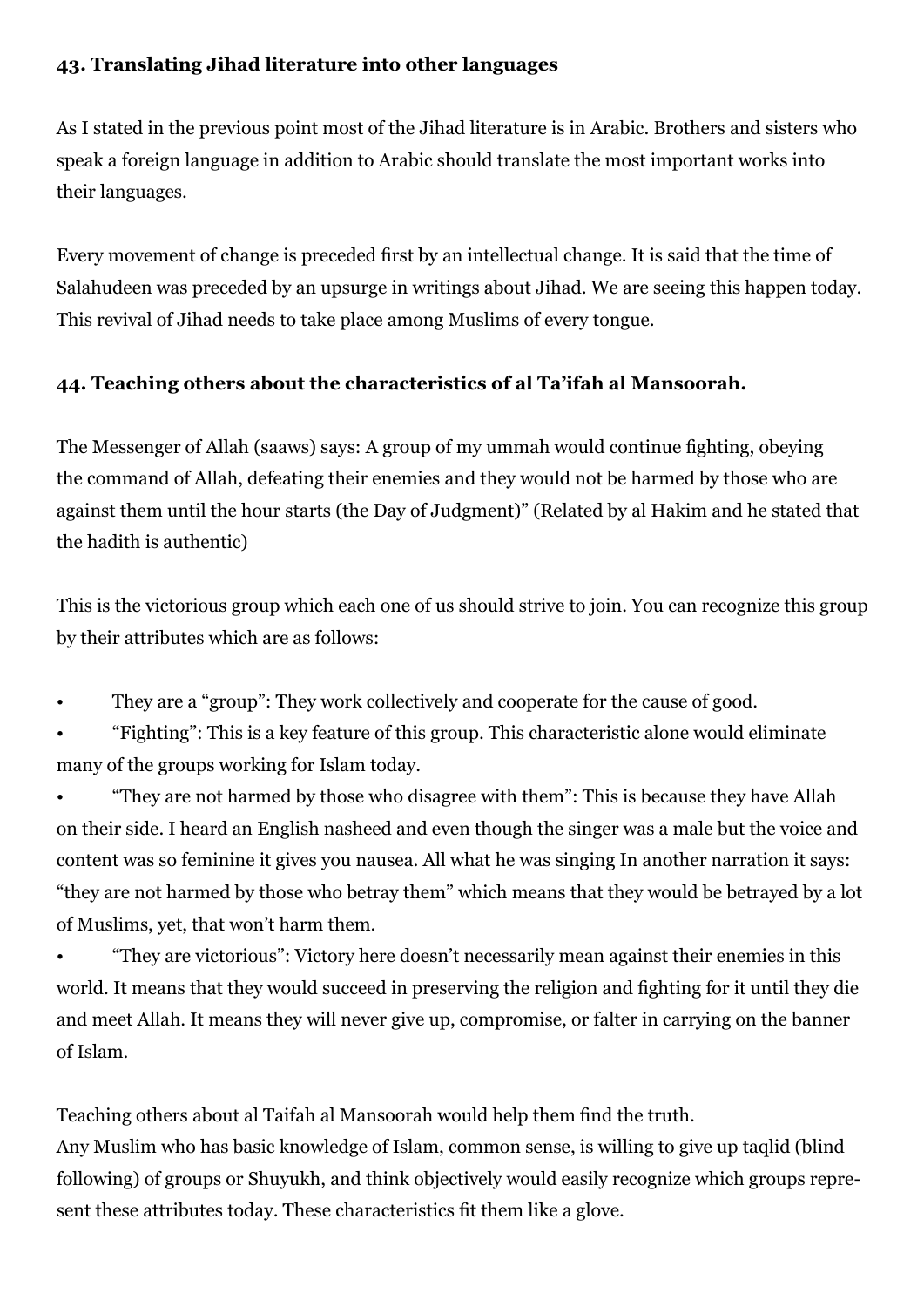### 43. Translating Jihad literature into other languages

As I stated in the previous point most of the Jihad literature is in Arabic. Brothers and sisters who speak a foreign language in addition to Arabic should translate the most important works into their languages.

Every movement of change is preceded first by an intellectual change. It is said that the time of Salahudeen was preceded by an upsurge in writings about Jihad. We are seeing this happen today. This revival of Jihad needs to take place among Muslims of every tongue.

### 44. Teaching others about the characteristics of al Ta'ifah al Mansoorah.

The Messenger of Allah (saaws) says: A group of my ummah would continue fighting, obeying the command of Allah, defeating their enemies and they would not be harmed by those who are against them until the hour starts (the Day of Judgment)" (Related by al Hakim and he stated that the hadith is authentic)

This is the victorious group which each one of us should strive to join. You can recognize this group by their attributes which are as follows:

- They are a "group": They work collectively and cooperate for the cause of good.
- "Fighting": This is a key feature of this group. This characteristic alone would eliminate many of the groups working for Islam today.
- "They are not harmed by those who disagree with them": This is because they have Allah on their side. I heard an English nasheed and even though the singer was a male but the voice and content was so feminine it gives you nausea. All what he was singing In another narration it says: "they are not harmed by those who betray them" which means that they would be betrayed by a lot of Muslims, yet, that won't harm them.
- "They are victorious": Victory here doesn't necessarily mean against their enemies in this world. It means that they would succeed in preserving the religion and fighting for it until they die and meet Allah. It means they will never give up, compromise, or falter in carrying on the banner of Islam.

Teaching others about al Taifah al Mansoorah would help them find the truth.
Any Muslim who has basic knowledge of Islam, common sense, is willing to give up taqlid (blind following) of groups or Shuyukh, and think objectively would easily recognize which groups represent these attributes today. These characteristics fit them like a glove.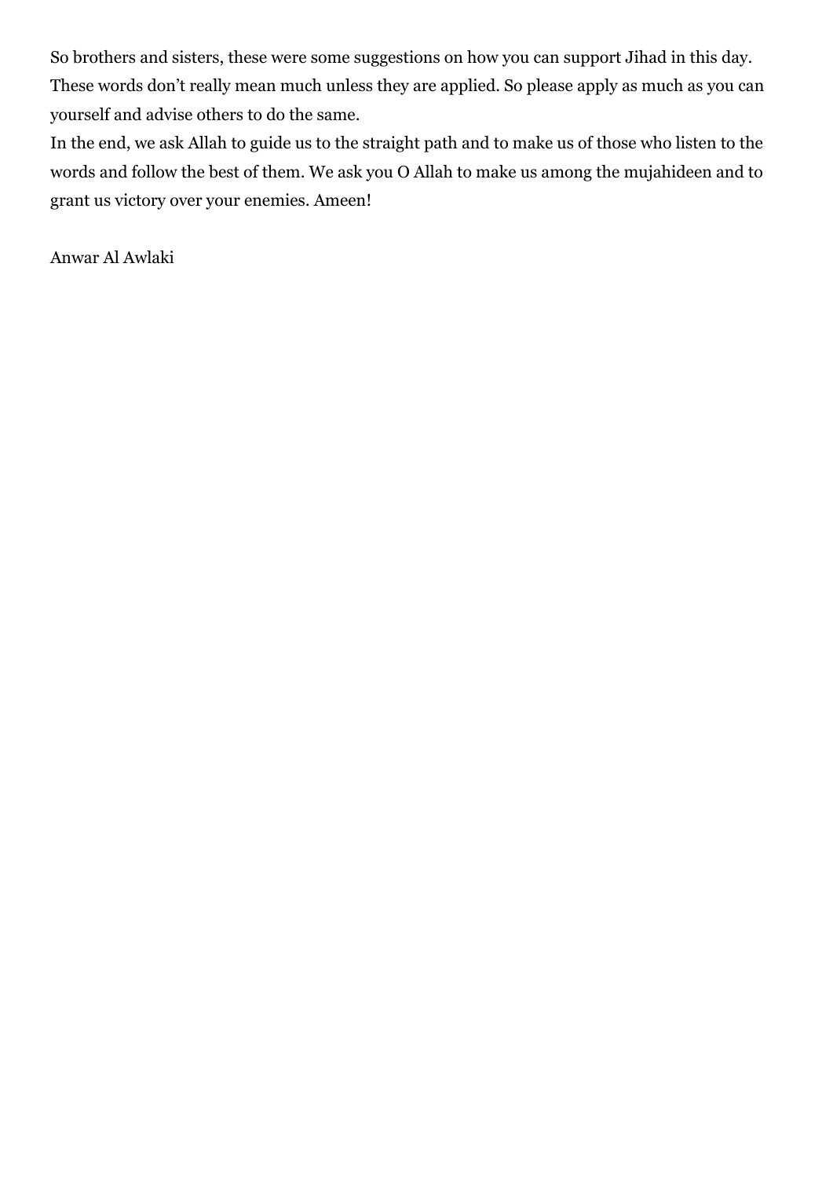So brothers and sisters, these were some suggestions on how you can support Jihad in this day. These words don't really mean much unless they are applied. So please apply as much as you can yourself and advise others to do the same.

In the end, we ask Allah to guide us to the straight path and to make us of those who listen to the words and follow the best of them. We ask you O Allah to make us among the mujahideen and to grant us victory over your enemies. Ameen!

Anwar Al Awlaki